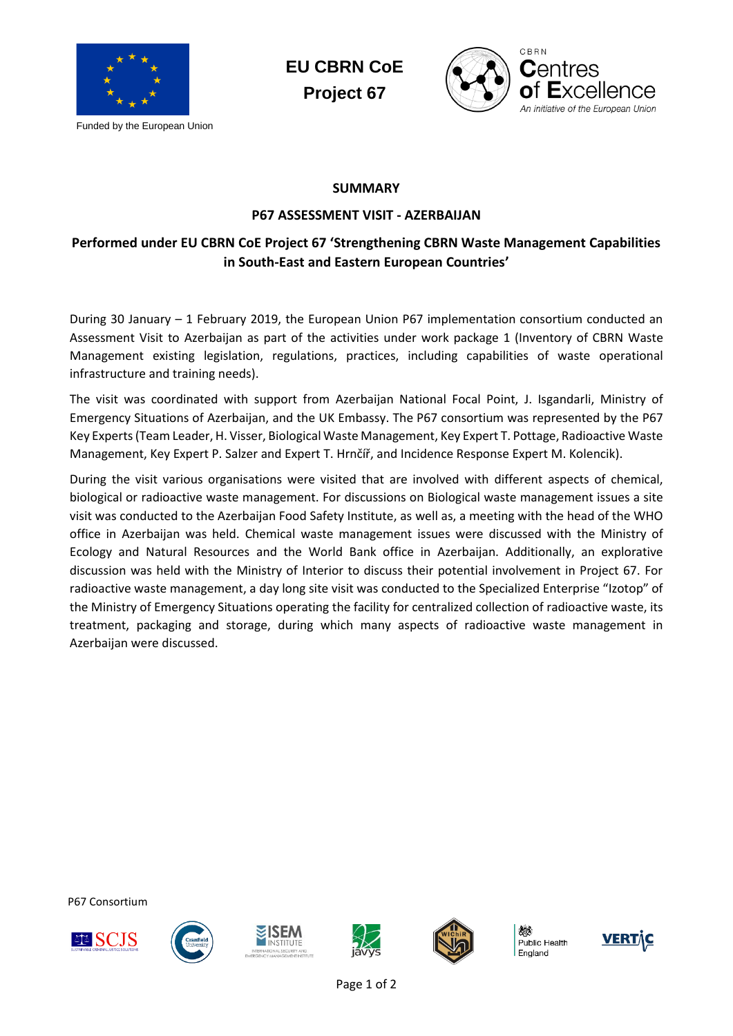EU CBRN CoE

Project 67

Funded by the European Union

CBRN Centres of Excellence — An initiative of the European Union

# SUMMARY

## P67 ASSESSMENT VISIT - AZERBAIJAN

### Performed under EU CBRN CoE Project 67 'Strengthening CBRN Waste Management Capabilities in South-East and Eastern European Countries'

During 30 January – 1 February 2019, the European Union P67 implementation consortium conducted an Assessment Visit to Azerbaijan as part of the activities under work package 1 (Inventory of CBRN Waste Management existing legislation, regulations, practices, including capabilities of waste operational infrastructure and training needs).

The visit was coordinated with support from Azerbaijan National Focal Point, J. Isgandarli, Ministry of Emergency Situations of Azerbaijan, and the UK Embassy. The P67 consortium was represented by the P67 Key Experts (Team Leader, H. Visser, Biological Waste Management, Key Expert T. Pottage, Radioactive Waste Management, Key Expert P. Salzer and Expert T. Hrnčíř, and Incidence Response Expert M. Kolencik).

During the visit various organisations were visited that are involved with different aspects of chemical, biological or radioactive waste management. For discussions on Biological waste management issues a site visit was conducted to the Azerbaijan Food Safety Institute, as well as, a meeting with the head of the WHO office in Azerbaijan was held. Chemical waste management issues were discussed with the Ministry of Ecology and Natural Resources and the World Bank office in Azerbaijan. Additionally, an explorative discussion was held with the Ministry of Interior to discuss their potential involvement in Project 67. For radioactive waste management, a day long site visit was conducted to the Specialized Enterprise "Izotop" of the Ministry of Emergency Situations operating the facility for centralized collection of radioactive waste, its treatment, packaging and storage, during which many aspects of radioactive waste management in Azerbaijan were discussed.

P67 Consortium

SCJS, Cranfield University, ISEM Institute, javys, WIChiR, Public Health England, VERTIC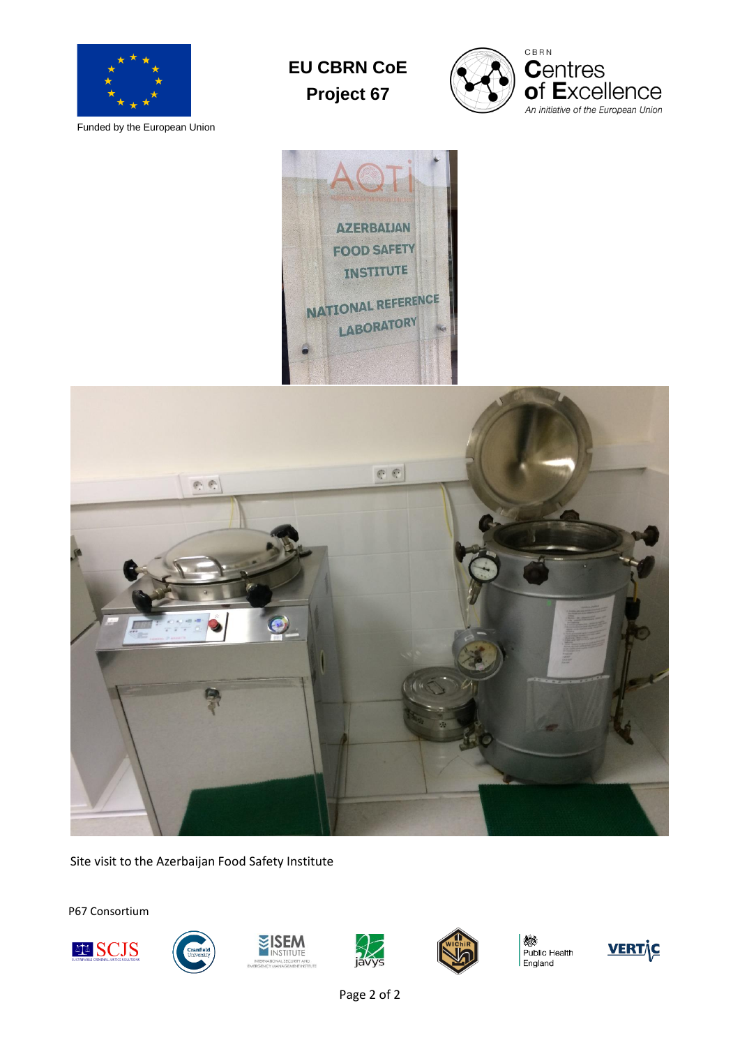**EU CBRN CoE**
**Project 67**

Funded by the European Union

Site visit to the Azerbaijan Food Safety Institute

P67 Consortium